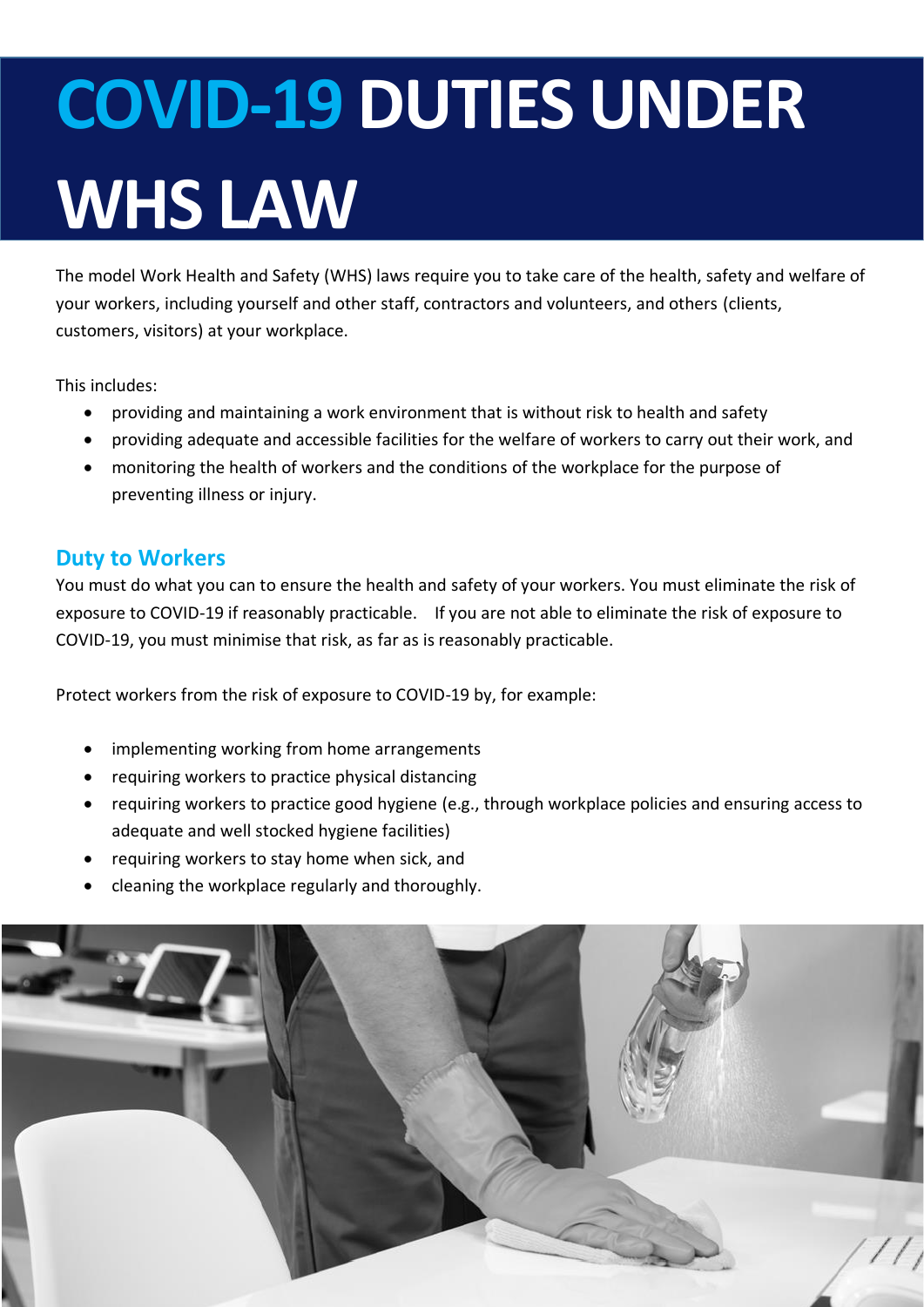# COVID-19 DUTIES UNDER WHS LAW

The model Work Health and Safety (WHS) laws require you to take care of the health, safety and welfare of your workers, including yourself and other staff, contractors and volunteers, and others (clients, customers, visitors) at your workplace.

This includes:

- providing and maintaining a work environment that is without risk to health and safety
- providing adequate and accessible facilities for the welfare of workers to carry out their work, and
- monitoring the health of workers and the conditions of the workplace for the purpose of preventing illness or injury.

## Duty to Workers

You must do what you can to ensure the health and safety of your workers. You must eliminate the risk of exposure to COVID-19 if reasonably practicable. If you are not able to eliminate the risk of exposure to COVID-19, you must minimise that risk, as far as is reasonably practicable.

Protect workers from the risk of exposure to COVID-19 by, for example:

- implementing working from home arrangements
- requiring workers to practice physical distancing
- requiring workers to practice good hygiene (e.g., through workplace policies and ensuring access to adequate and well stocked hygiene facilities)
- requiring workers to stay home when sick, and
- cleaning the workplace regularly and thoroughly.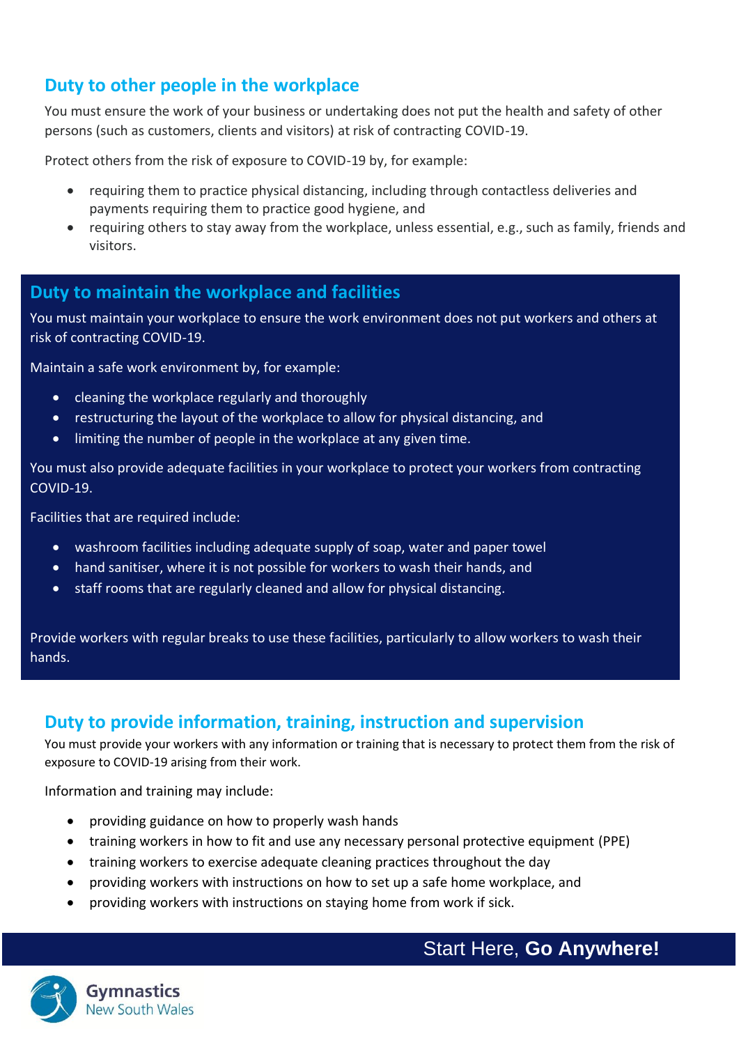## Duty to other people in the workplace

You must ensure the work of your business or undertaking does not put the health and safety of other persons (such as customers, clients and visitors) at risk of contracting COVID-19.

Protect others from the risk of exposure to COVID-19 by, for example:

- requiring them to practice physical distancing, including through contactless deliveries and payments requiring them to practice good hygiene, and
- requiring others to stay away from the workplace, unless essential, e.g., such as family, friends and visitors.

## Duty to maintain the workplace and facilities

You must maintain your workplace to ensure the work environment does not put workers and others at risk of contracting COVID-19.

Maintain a safe work environment by, for example:

- cleaning the workplace regularly and thoroughly
- restructuring the layout of the workplace to allow for physical distancing, and
- limiting the number of people in the workplace at any given time.

You must also provide adequate facilities in your workplace to protect your workers from contracting COVID-19.

Facilities that are required include:

- washroom facilities including adequate supply of soap, water and paper towel
- hand sanitiser, where it is not possible for workers to wash their hands, and
- staff rooms that are regularly cleaned and allow for physical distancing.

Provide workers with regular breaks to use these facilities, particularly to allow workers to wash their hands.

## Duty to provide information, training, instruction and supervision

You must provide your workers with any information or training that is necessary to protect them from the risk of exposure to COVID-19 arising from their work.

Information and training may include:

- providing guidance on how to properly wash hands
- training workers in how to fit and use any necessary personal protective equipment (PPE)
- training workers to exercise adequate cleaning practices throughout the day
- providing workers with instructions on how to set up a safe home workplace, and
- providing workers with instructions on staying home from work if sick.